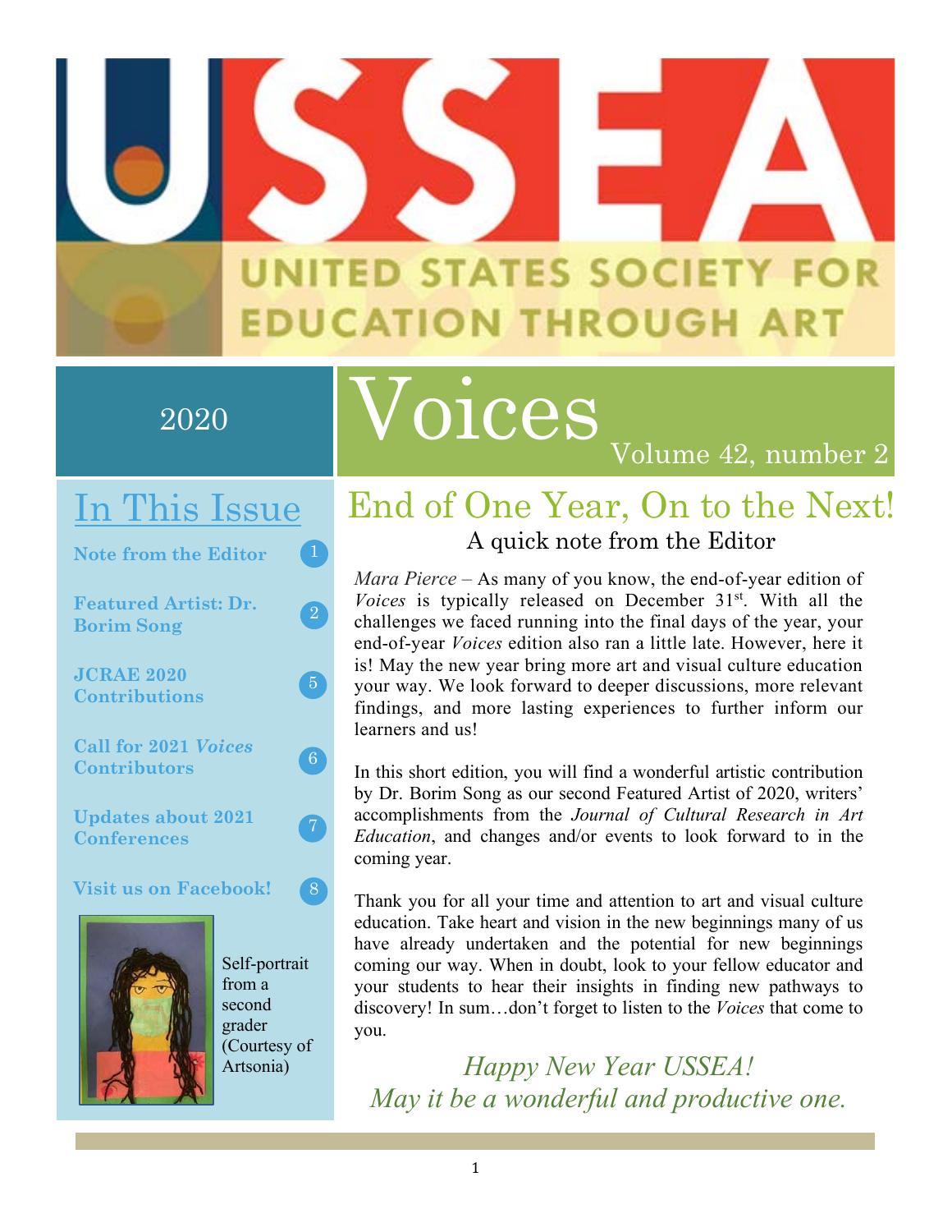# USSEA

UNITED STATES SOCIETY FOR EDUCATION THROUGH ART

2020

# Voices

Volume 42, number 2

## In This Issue

- **Note from the Editor** 1
- **Featured Artist: Dr. Borim Song** 2
- **JCRAE 2020 Contributions** 5
- **Call for 2021 *Voices* Contributors** 6
- **Updates about 2021 Conferences** 7
- **Visit us on Facebook!** 8

Self-portrait from a second grader (Courtesy of Artsonia)

## End of One Year, On to the Next!

### A quick note from the Editor

*Mara Pierce* – As many of you know, the end-of-year edition of *Voices* is typically released on December 31st. With all the challenges we faced running into the final days of the year, your end-of-year *Voices* edition also ran a little late. However, here it is! May the new year bring more art and visual culture education your way. We look forward to deeper discussions, more relevant findings, and more lasting experiences to further inform our learners and us!

In this short edition, you will find a wonderful artistic contribution by Dr. Borim Song as our second Featured Artist of 2020, writers' accomplishments from the *Journal of Cultural Research in Art Education*, and changes and/or events to look forward to in the coming year.

Thank you for all your time and attention to art and visual culture education. Take heart and vision in the new beginnings many of us have already undertaken and the potential for new beginnings coming our way. When in doubt, look to your fellow educator and your students to hear their insights in finding new pathways to discovery! In sum…don't forget to listen to the *Voices* that come to you.

*Happy New Year USSEA!*
*May it be a wonderful and productive one.*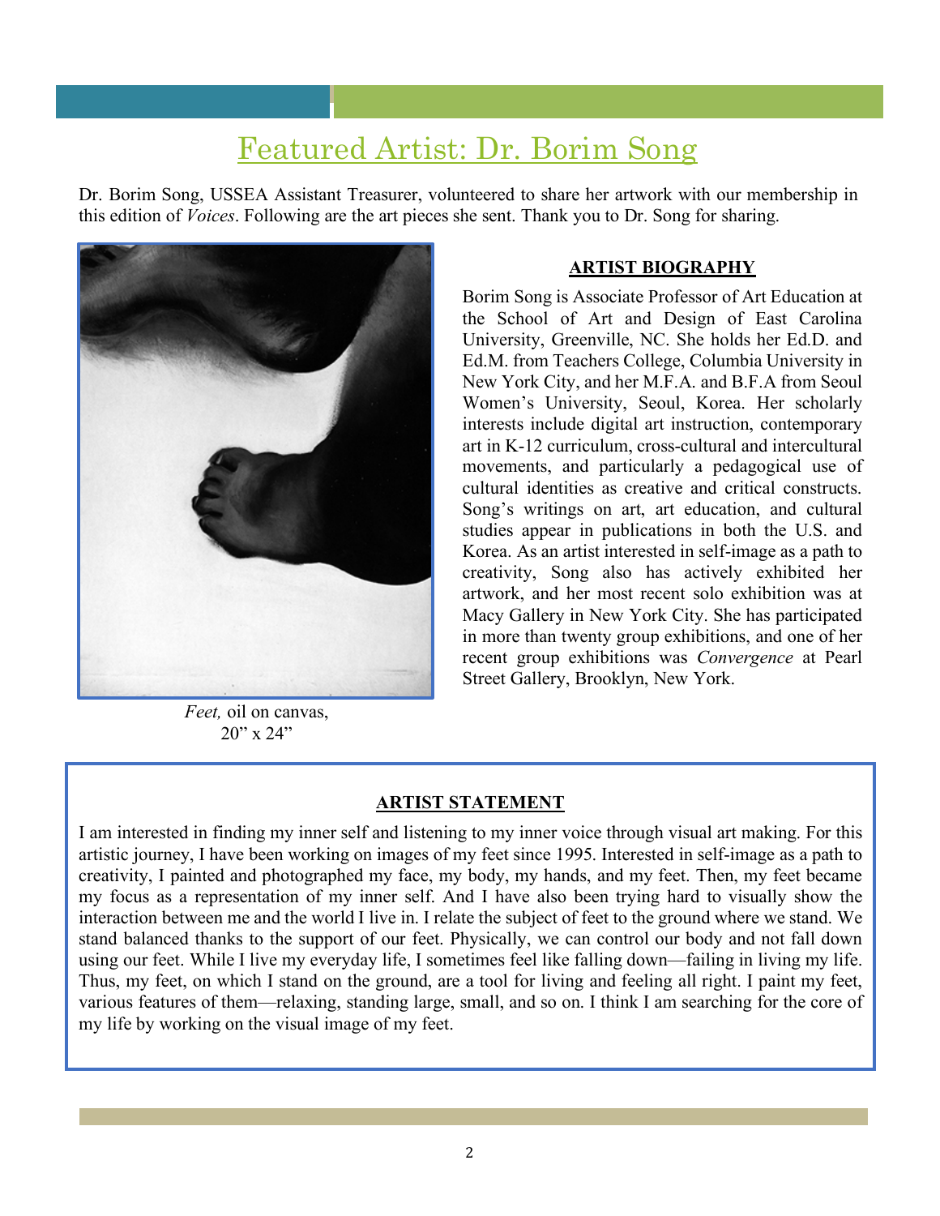# Featured Artist: Dr. Borim Song

Dr. Borim Song, USSEA Assistant Treasurer, volunteered to share her artwork with our membership in this edition of *Voices*. Following are the art pieces she sent. Thank you to Dr. Song for sharing.

*Feet,* oil on canvas, 20" x 24"

## ARTIST BIOGRAPHY

Borim Song is Associate Professor of Art Education at the School of Art and Design of East Carolina University, Greenville, NC. She holds her Ed.D. and Ed.M. from Teachers College, Columbia University in New York City, and her M.F.A. and B.F.A from Seoul Women's University, Seoul, Korea. Her scholarly interests include digital art instruction, contemporary art in K-12 curriculum, cross-cultural and intercultural movements, and particularly a pedagogical use of cultural identities as creative and critical constructs. Song's writings on art, art education, and cultural studies appear in publications in both the U.S. and Korea. As an artist interested in self-image as a path to creativity, Song also has actively exhibited her artwork, and her most recent solo exhibition was at Macy Gallery in New York City. She has participated in more than twenty group exhibitions, and one of her recent group exhibitions was *Convergence* at Pearl Street Gallery, Brooklyn, New York.

## ARTIST STATEMENT

I am interested in finding my inner self and listening to my inner voice through visual art making. For this artistic journey, I have been working on images of my feet since 1995. Interested in self-image as a path to creativity, I painted and photographed my face, my body, my hands, and my feet. Then, my feet became my focus as a representation of my inner self. And I have also been trying hard to visually show the interaction between me and the world I live in. I relate the subject of feet to the ground where we stand. We stand balanced thanks to the support of our feet. Physically, we can control our body and not fall down using our feet. While I live my everyday life, I sometimes feel like falling down—failing in living my life. Thus, my feet, on which I stand on the ground, are a tool for living and feeling all right. I paint my feet, various features of them—relaxing, standing large, small, and so on. I think I am searching for the core of my life by working on the visual image of my feet.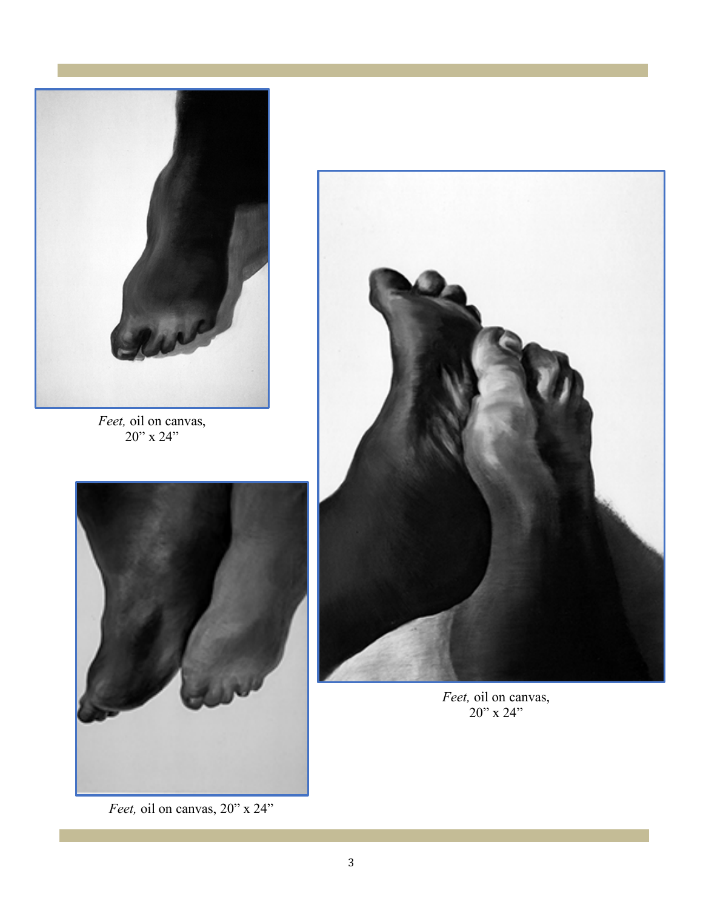*Feet,* oil on canvas, 20" x 24"

*Feet,* oil on canvas, 20" x 24"

*Feet,* oil on canvas, 20" x 24"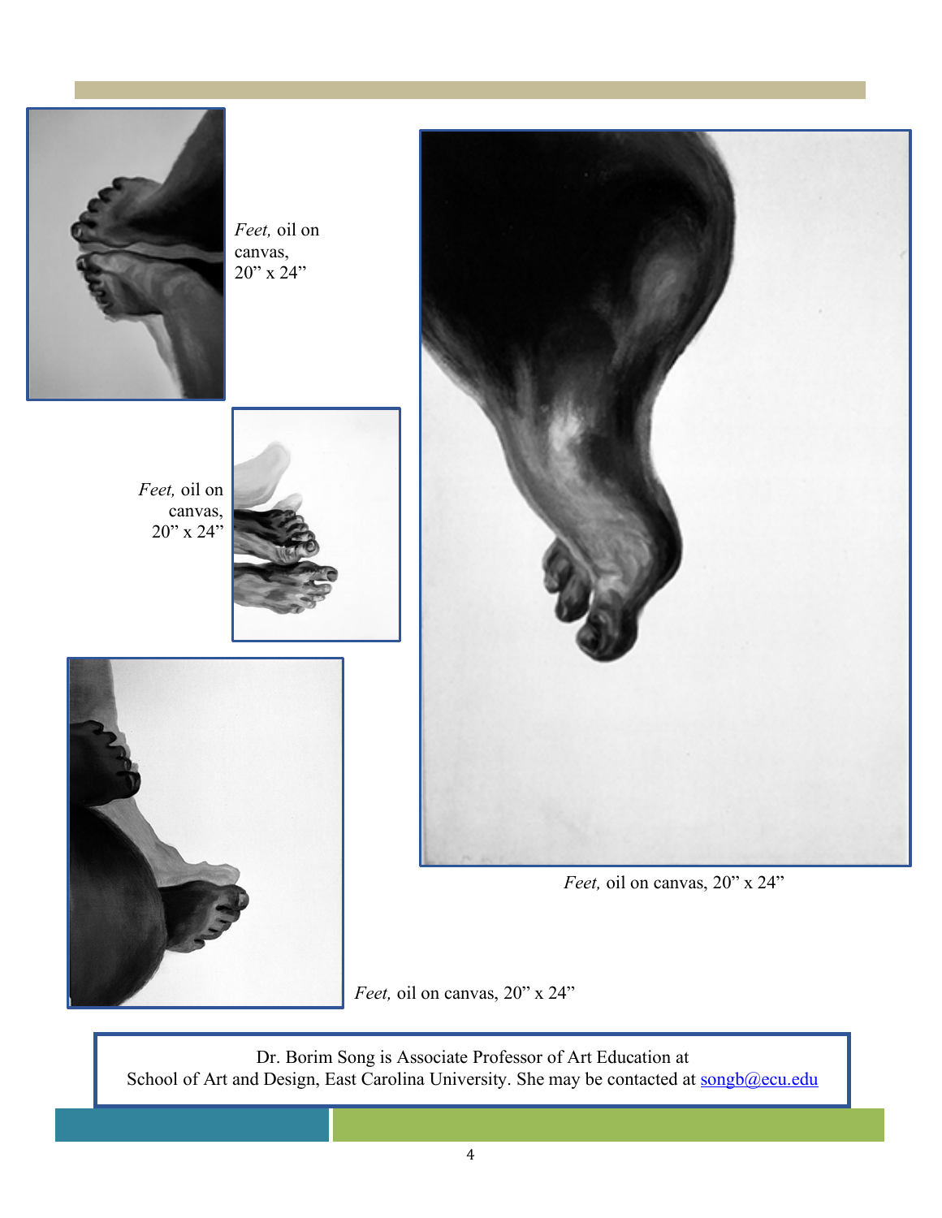*Feet,* oil on canvas, 20" x 24"

*Feet,* oil on canvas, 20" x 24"

*Feet,* oil on canvas, 20" x 24"

*Feet,* oil on canvas, 20" x 24"

Dr. Borim Song is Associate Professor of Art Education at School of Art and Design, East Carolina University. She may be contacted at [songb@ecu.edu](mailto:songb@ecu.edu)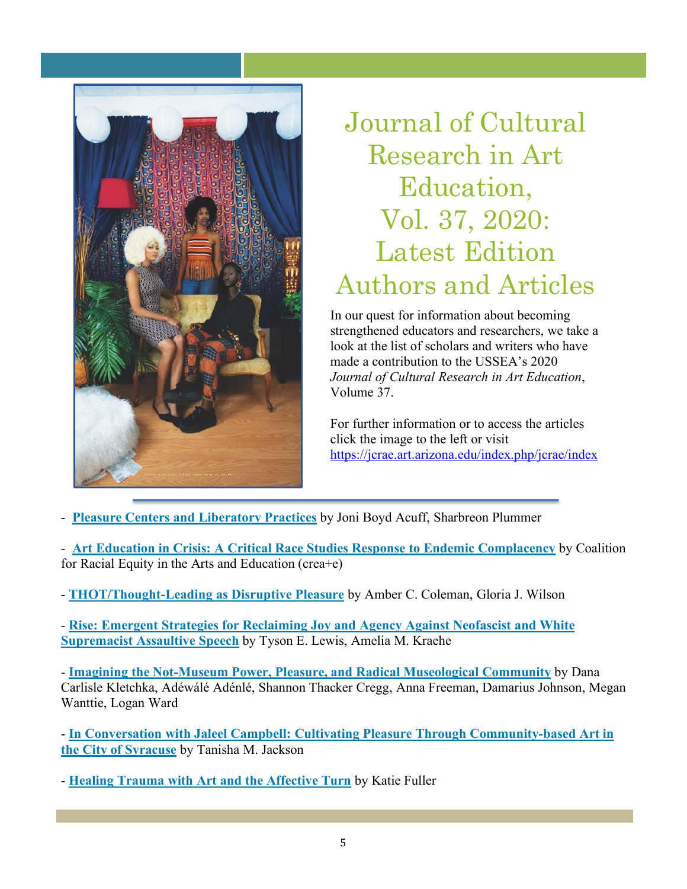# Journal of Cultural Research in Art Education, Vol. 37, 2020: Latest Edition Authors and Articles

In our quest for information about becoming strengthened educators and researchers, we take a look at the list of scholars and writers who have made a contribution to the USSEA's 2020 *Journal of Cultural Research in Art Education*, Volume 37.

For further information or to access the articles click the image to the left or visit https://jcrae.art.arizona.edu/index.php/jcrae/index

- **Pleasure Centers and Liberatory Practices** by Joni Boyd Acuff, Sharbreon Plummer
- **Art Education in Crisis: A Critical Race Studies Response to Endemic Complacency** by Coalition for Racial Equity in the Arts and Education (crea+e)
- **THOT/Thought-Leading as Disruptive Pleasure** by Amber C. Coleman, Gloria J. Wilson
- **Rise: Emergent Strategies for Reclaiming Joy and Agency Against Neofascist and White Supremacist Assaultive Speech** by Tyson E. Lewis, Amelia M. Kraehe
- **Imagining the Not-Museum Power, Pleasure, and Radical Museological Community** by Dana Carlisle Kletchka, Adéwálé Adénlé, Shannon Thacker Cregg, Anna Freeman, Damarius Johnson, Megan Wanttie, Logan Ward
- **In Conversation with Jaleel Campbell: Cultivating Pleasure Through Community-based Art in the City of Syracuse** by Tanisha M. Jackson
- **Healing Trauma with Art and the Affective Turn** by Katie Fuller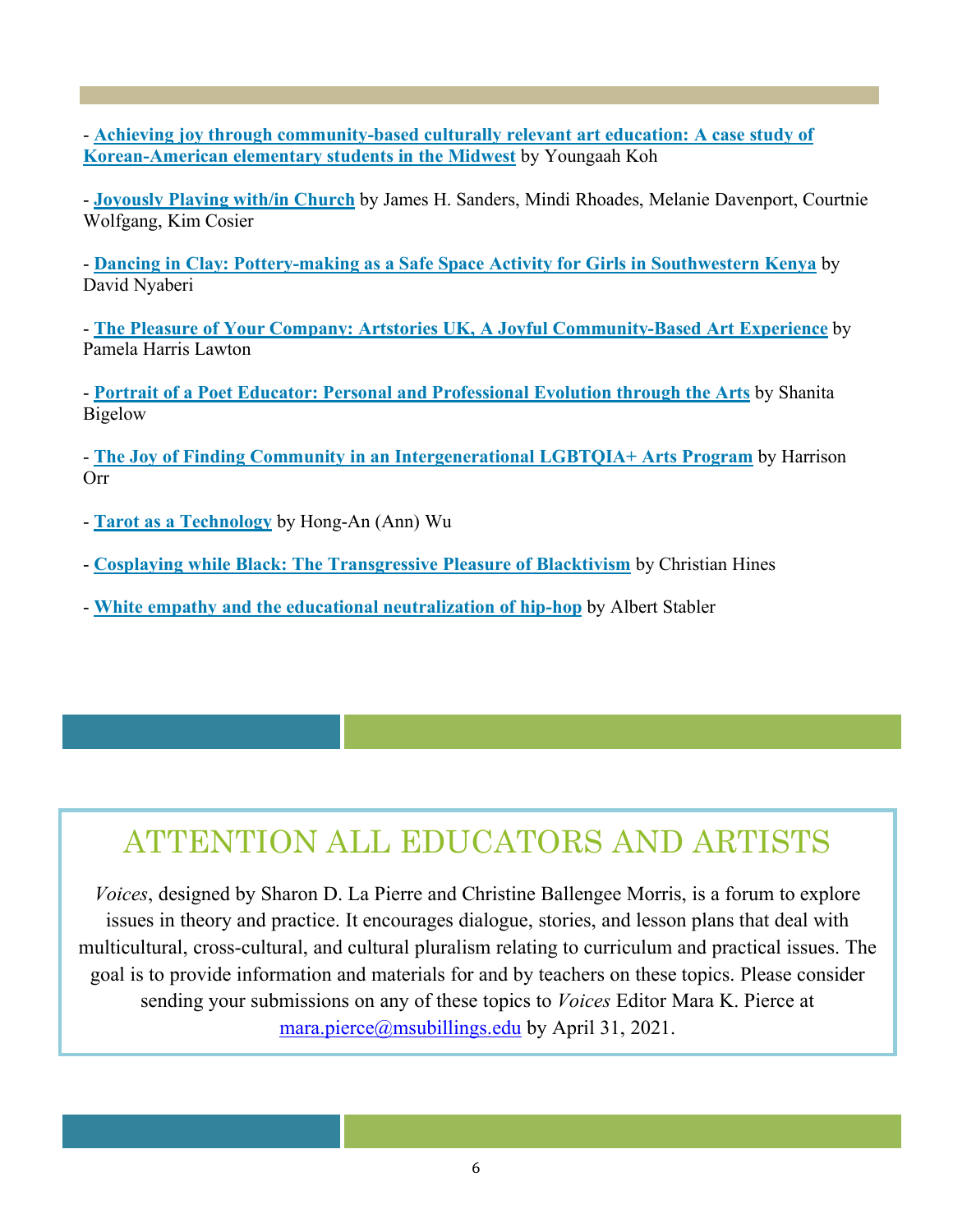- **Achieving joy through community-based culturally relevant art education: A case study of Korean-American elementary students in the Midwest** by Youngaah Koh

- **Joyously Playing with/in Church** by James H. Sanders, Mindi Rhoades, Melanie Davenport, Courtnie Wolfgang, Kim Cosier

- **Dancing in Clay: Pottery-making as a Safe Space Activity for Girls in Southwestern Kenya** by David Nyaberi

- **The Pleasure of Your Company: Artstories UK, A Joyful Community-Based Art Experience** by Pamela Harris Lawton

- **Portrait of a Poet Educator: Personal and Professional Evolution through the Arts** by Shanita Bigelow

- **The Joy of Finding Community in an Intergenerational LGBTQIA+ Arts Program** by Harrison Orr

- **Tarot as a Technology** by Hong-An (Ann) Wu

- **Cosplaying while Black: The Transgressive Pleasure of Blacktivism** by Christian Hines

- **White empathy and the educational neutralization of hip-hop** by Albert Stabler

# ATTENTION ALL EDUCATORS AND ARTISTS

*Voices*, designed by Sharon D. La Pierre and Christine Ballengee Morris, is a forum to explore issues in theory and practice. It encourages dialogue, stories, and lesson plans that deal with multicultural, cross-cultural, and cultural pluralism relating to curriculum and practical issues. The goal is to provide information and materials for and by teachers on these topics. Please consider sending your submissions on any of these topics to *Voices* Editor Mara K. Pierce at mara.pierce@msubillings.edu by April 31, 2021.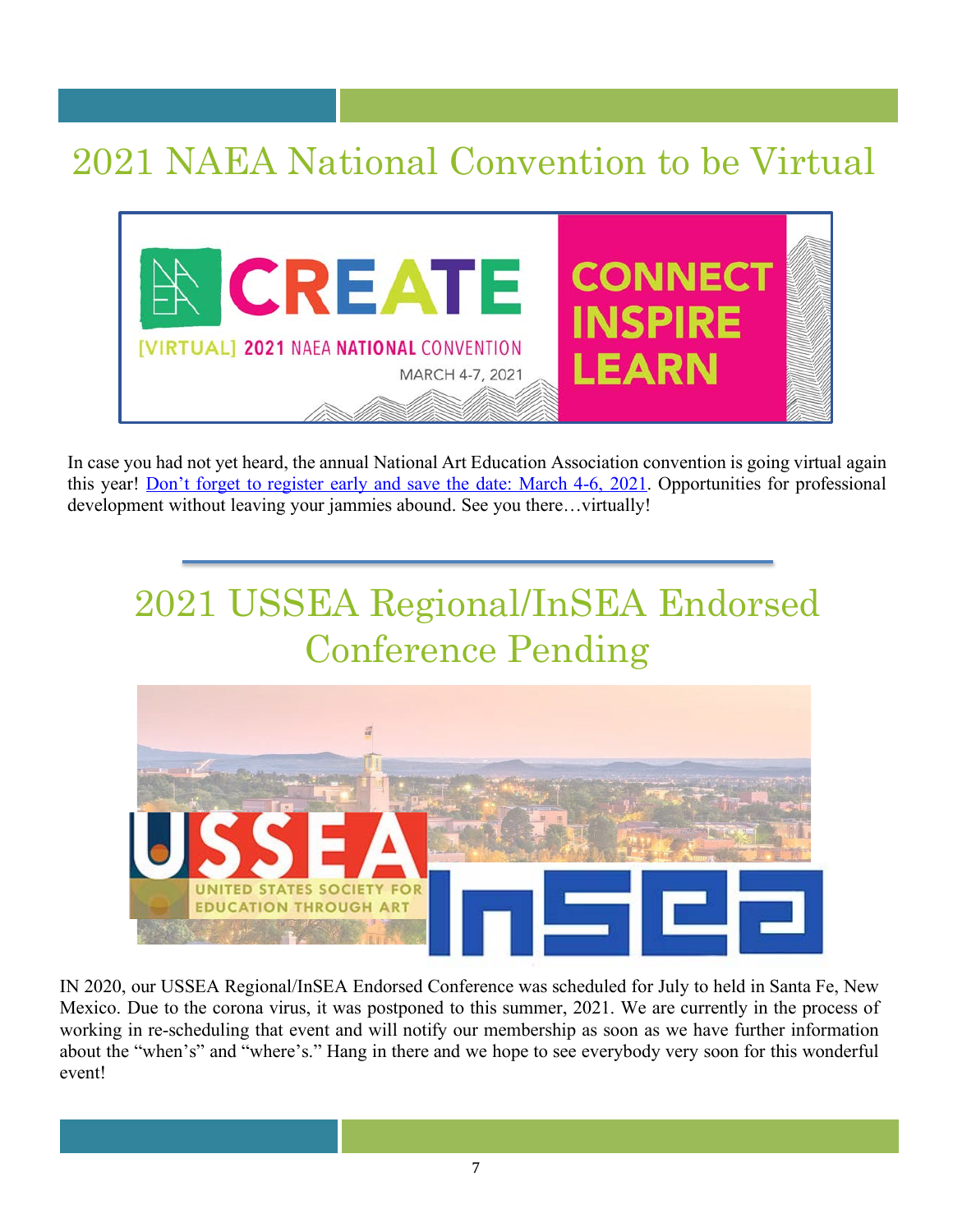# 2021 NAEA National Convention to be Virtual

In case you had not yet heard, the annual National Art Education Association convention is going virtual again this year! Don't forget to register early and save the date: March 4-6, 2021. Opportunities for professional development without leaving your jammies abound. See you there…virtually!

# 2021 USSEA Regional/InSEA Endorsed Conference Pending

IN 2020, our USSEA Regional/InSEA Endorsed Conference was scheduled for July to held in Santa Fe, New Mexico. Due to the corona virus, it was postponed to this summer, 2021. We are currently in the process of working in re-scheduling that event and will notify our membership as soon as we have further information about the "when's" and "where's." Hang in there and we hope to see everybody very soon for this wonderful event!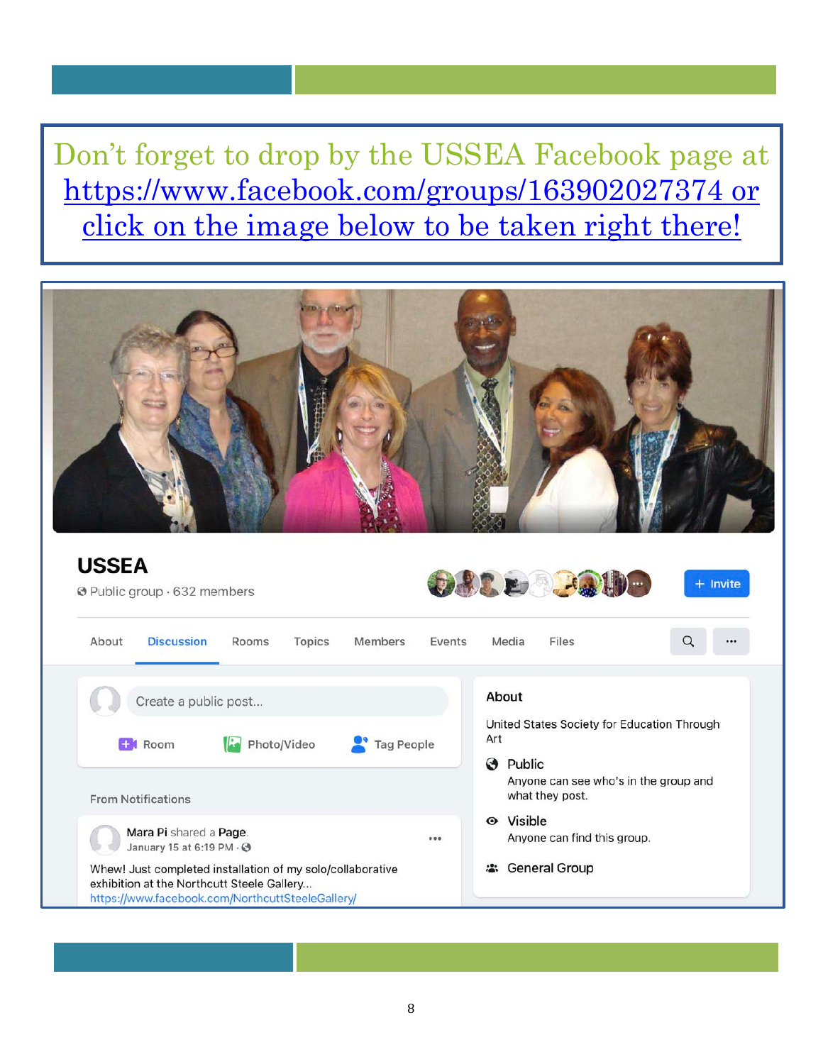Don't forget to drop by the USSEA Facebook page at https://www.facebook.com/groups/163902027374 or click on the image below to be taken right there!

**USSEA**

Public group · 632 members

+ Invite

About | Discussion | Rooms | Topics | Members | Events | Media | Files

Create a public post...

Room | Photo/Video | Tag People

From Notifications

**Mara Pi** shared a **Page**.
January 15 at 6:19 PM

Whew! Just completed installation of my solo/collaborative exhibition at the Northcutt Steele Gallery...
https://www.facebook.com/NorthcuttSteeleGallery/

**About**

United States Society for Education Through Art

**Public**
Anyone can see who's in the group and what they post.

**Visible**
Anyone can find this group.

**General Group**